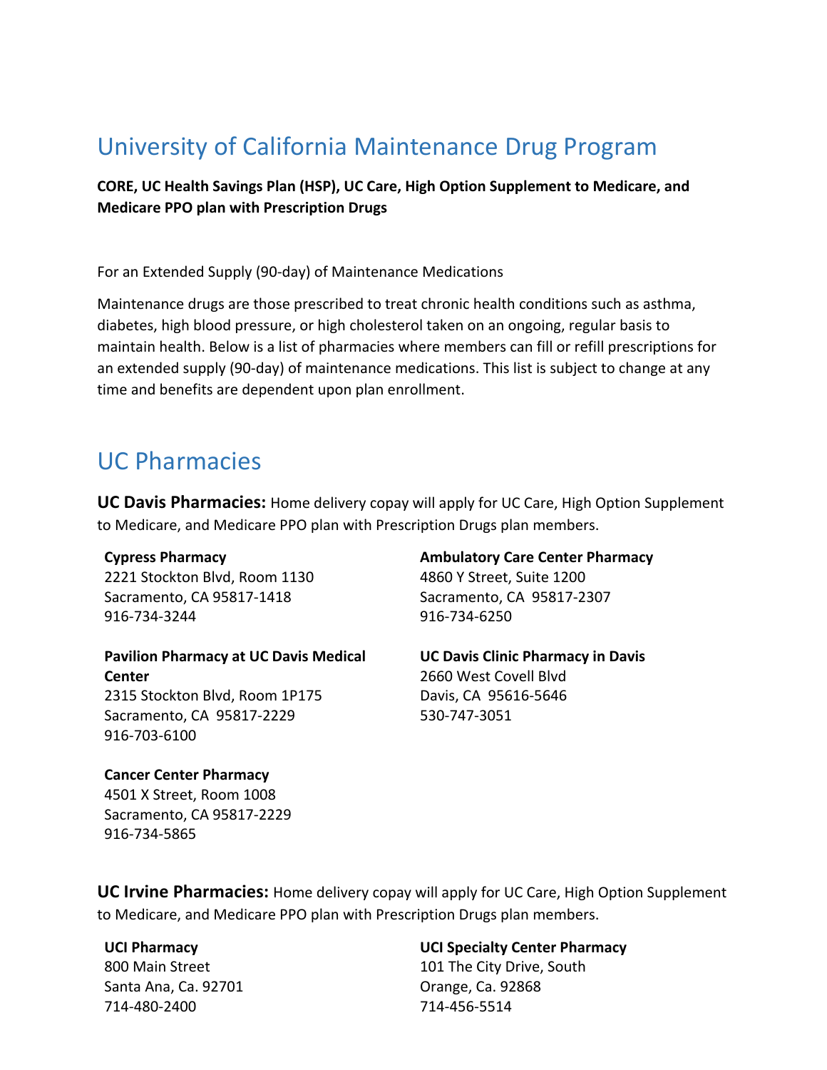# University of California Maintenance Drug Program

**CORE, UC Health Savings Plan (HSP), UC Care, High Option Supplement to Medicare, and Medicare PPO plan with Prescription Drugs**

For an Extended Supply (90-day) of Maintenance Medications

Maintenance drugs are those prescribed to treat chronic health conditions such as asthma, diabetes, high blood pressure, or high cholesterol taken on an ongoing, regular basis to maintain health. Below is a list of pharmacies where members can fill or refill prescriptions for an extended supply (90-day) of maintenance medications. This list is subject to change at any time and benefits are dependent upon plan enrollment.

# UC Pharmacies

**UC Davis Pharmacies:** Home delivery copay will apply for UC Care, High Option Supplement to Medicare, and Medicare PPO plan with Prescription Drugs plan members.

**Cypress Pharmacy**
2221 Stockton Blvd, Room 1130
Sacramento, CA 95817-1418
916-734-3244

**Ambulatory Care Center Pharmacy**
4860 Y Street, Suite 1200
Sacramento, CA 95817-2307
916-734-6250

**Pavilion Pharmacy at UC Davis Medical Center**
2315 Stockton Blvd, Room 1P175
Sacramento, CA 95817-2229
916-703-6100

**UC Davis Clinic Pharmacy in Davis**
2660 West Covell Blvd
Davis, CA 95616-5646
530-747-3051

**Cancer Center Pharmacy**
4501 X Street, Room 1008
Sacramento, CA 95817-2229
916-734-5865

**UC Irvine Pharmacies:** Home delivery copay will apply for UC Care, High Option Supplement to Medicare, and Medicare PPO plan with Prescription Drugs plan members.

**UCI Pharmacy**
800 Main Street
Santa Ana, Ca. 92701
714-480-2400

**UCI Specialty Center Pharmacy**
101 The City Drive, South
Orange, Ca. 92868
714-456-5514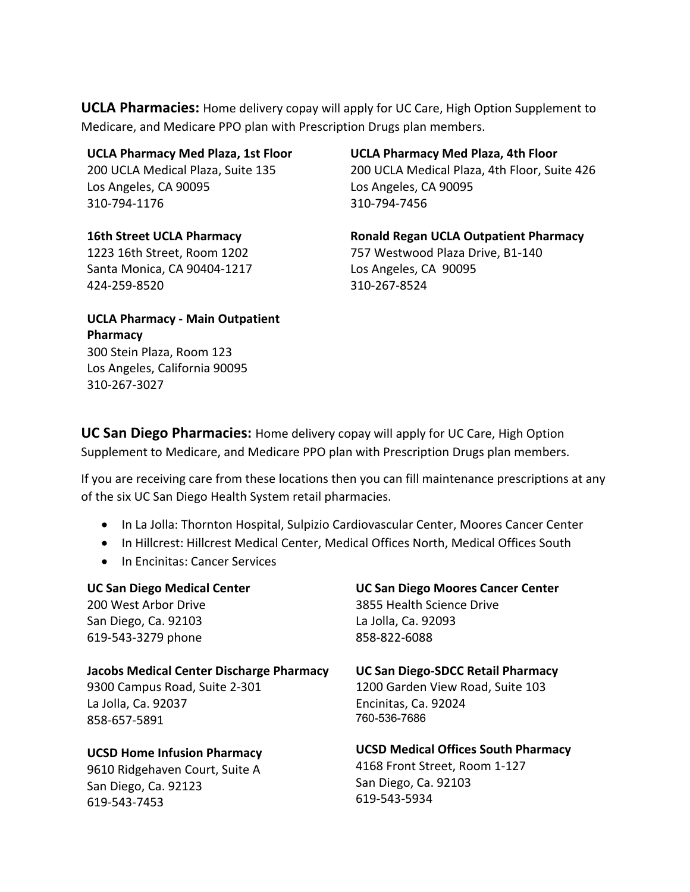**UCLA Pharmacies:** Home delivery copay will apply for UC Care, High Option Supplement to Medicare, and Medicare PPO plan with Prescription Drugs plan members.

**UCLA Pharmacy Med Plaza, 1st Floor**
200 UCLA Medical Plaza, Suite 135
Los Angeles, CA 90095
310-794-1176

**UCLA Pharmacy Med Plaza, 4th Floor**
200 UCLA Medical Plaza, 4th Floor, Suite 426
Los Angeles, CA 90095
310-794-7456

**16th Street UCLA Pharmacy**
1223 16th Street, Room 1202
Santa Monica, CA 90404-1217
424-259-8520

**Ronald Regan UCLA Outpatient Pharmacy**
757 Westwood Plaza Drive, B1-140
Los Angeles, CA 90095
310-267-8524

**UCLA Pharmacy - Main Outpatient Pharmacy**
300 Stein Plaza, Room 123
Los Angeles, California 90095
310-267-3027

**UC San Diego Pharmacies:** Home delivery copay will apply for UC Care, High Option Supplement to Medicare, and Medicare PPO plan with Prescription Drugs plan members.

If you are receiving care from these locations then you can fill maintenance prescriptions at any of the six UC San Diego Health System retail pharmacies.

- In La Jolla: Thornton Hospital, Sulpizio Cardiovascular Center, Moores Cancer Center
- In Hillcrest: Hillcrest Medical Center, Medical Offices North, Medical Offices South
- In Encinitas: Cancer Services

**UC San Diego Medical Center**
200 West Arbor Drive
San Diego, Ca. 92103
619-543-3279 phone

**UC San Diego Moores Cancer Center**
3855 Health Science Drive
La Jolla, Ca. 92093
858-822-6088

**Jacobs Medical Center Discharge Pharmacy**
9300 Campus Road, Suite 2-301
La Jolla, Ca. 92037
858-657-5891

**UC San Diego-SDCC Retail Pharmacy**
1200 Garden View Road, Suite 103
Encinitas, Ca. 92024
760-536-7686

**UCSD Home Infusion Pharmacy**
9610 Ridgehaven Court, Suite A
San Diego, Ca. 92123
619-543-7453

**UCSD Medical Offices South Pharmacy**
4168 Front Street, Room 1-127
San Diego, Ca. 92103
619-543-5934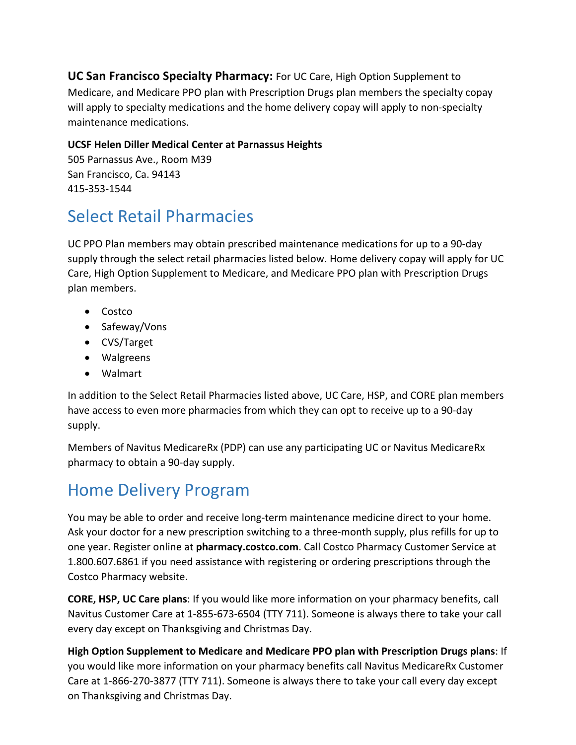**UC San Francisco Specialty Pharmacy:** For UC Care, High Option Supplement to Medicare, and Medicare PPO plan with Prescription Drugs plan members the specialty copay will apply to specialty medications and the home delivery copay will apply to non-specialty maintenance medications.

**UCSF Helen Diller Medical Center at Parnassus Heights**
505 Parnassus Ave., Room M39
San Francisco, Ca. 94143
415-353-1544

## Select Retail Pharmacies

UC PPO Plan members may obtain prescribed maintenance medications for up to a 90-day supply through the select retail pharmacies listed below. Home delivery copay will apply for UC Care, High Option Supplement to Medicare, and Medicare PPO plan with Prescription Drugs plan members.

- Costco
- Safeway/Vons
- CVS/Target
- Walgreens
- Walmart

In addition to the Select Retail Pharmacies listed above, UC Care, HSP, and CORE plan members have access to even more pharmacies from which they can opt to receive up to a 90-day supply.

Members of Navitus MedicareRx (PDP) can use any participating UC or Navitus MedicareRx pharmacy to obtain a 90-day supply.

## Home Delivery Program

You may be able to order and receive long-term maintenance medicine direct to your home. Ask your doctor for a new prescription switching to a three-month supply, plus refills for up to one year. Register online at **pharmacy.costco.com**. Call Costco Pharmacy Customer Service at 1.800.607.6861 if you need assistance with registering or ordering prescriptions through the Costco Pharmacy website.

**CORE, HSP, UC Care plans**: If you would like more information on your pharmacy benefits, call Navitus Customer Care at 1-855-673-6504 (TTY 711). Someone is always there to take your call every day except on Thanksgiving and Christmas Day.

**High Option Supplement to Medicare and Medicare PPO plan with Prescription Drugs plans**: If you would like more information on your pharmacy benefits call Navitus MedicareRx Customer Care at 1-866-270-3877 (TTY 711). Someone is always there to take your call every day except on Thanksgiving and Christmas Day.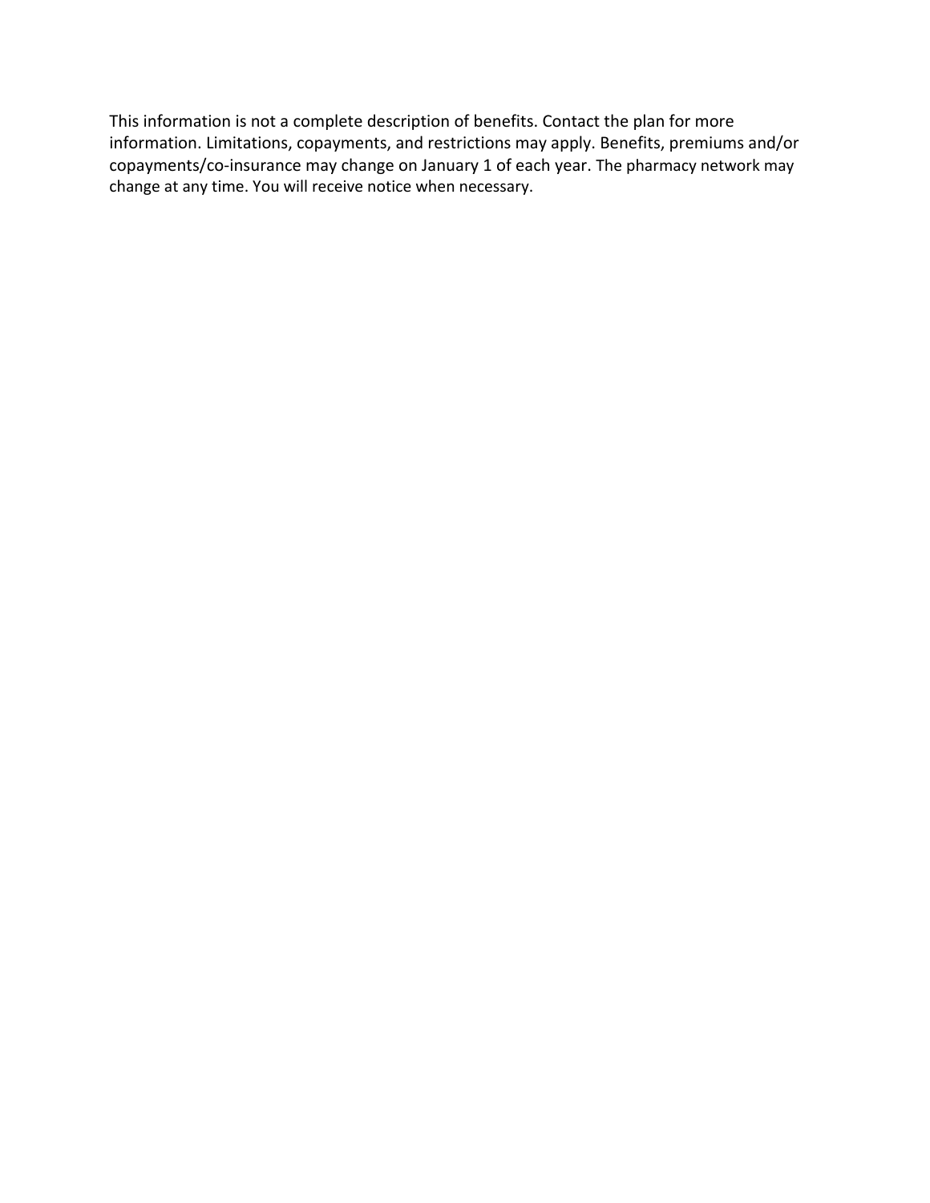This information is not a complete description of benefits. Contact the plan for more information. Limitations, copayments, and restrictions may apply. Benefits, premiums and/or copayments/co-insurance may change on January 1 of each year. The pharmacy network may change at any time. You will receive notice when necessary.